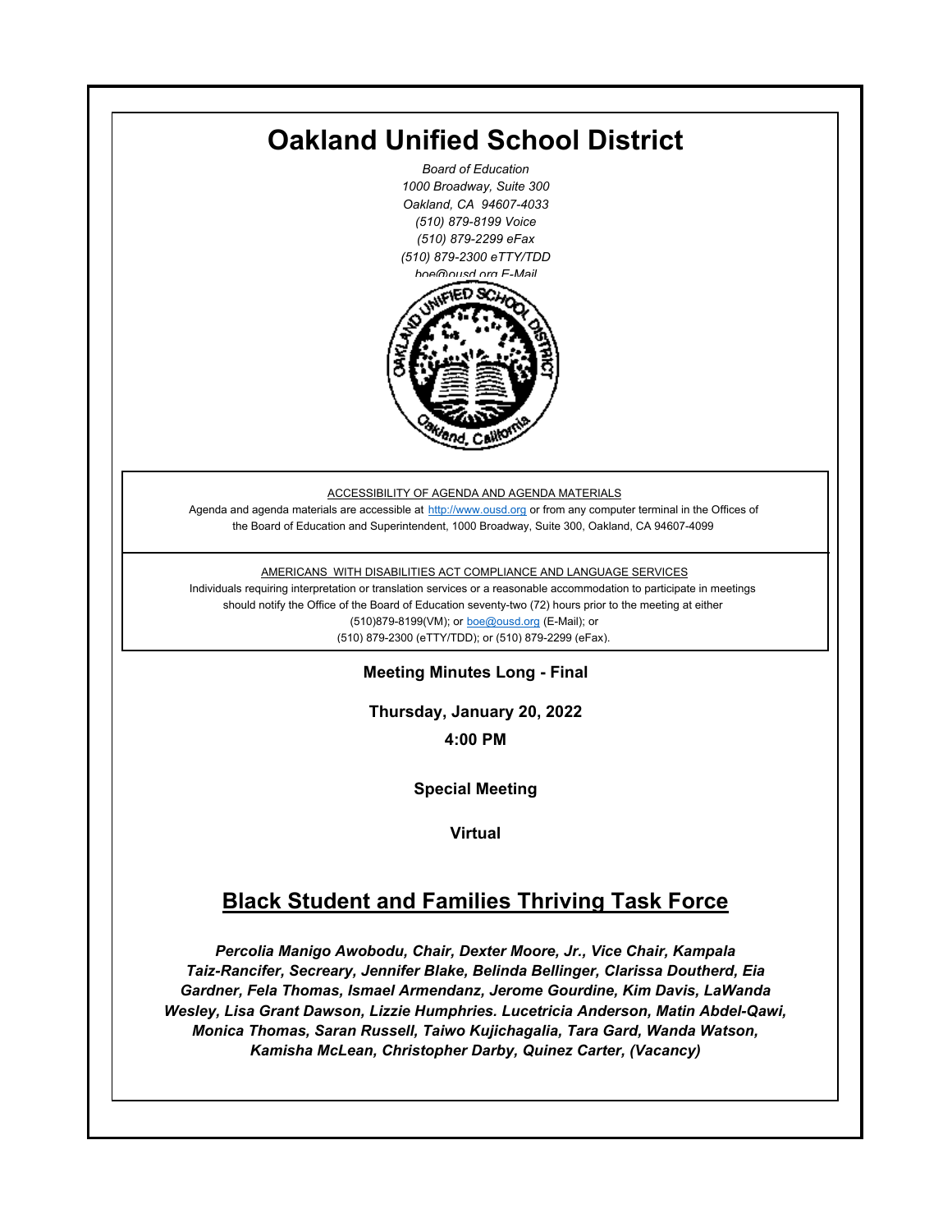# Oakland Unified School District

*Board of Education*
*1000 Broadway, Suite 300*
*Oakland, CA 94607-4033*
*(510) 879-8199 Voice*
*(510) 879-2299 eFax*
*(510) 879-2300 eTTY/TDD*
*boe@ousd.org E-Mail*

ACCESSIBILITY OF AGENDA AND AGENDA MATERIALS

Agenda and agenda materials are accessible at http://www.ousd.org or from any computer terminal in the Offices of the Board of Education and Superintendent, 1000 Broadway, Suite 300, Oakland, CA 94607-4099

AMERICANS WITH DISABILITIES ACT COMPLIANCE AND LANGUAGE SERVICES

Individuals requiring interpretation or translation services or a reasonable accommodation to participate in meetings should notify the Office of the Board of Education seventy-two (72) hours prior to the meeting at either (510)879-8199(VM); or boe@ousd.org (E-Mail); or (510) 879-2300 (eTTY/TDD); or (510) 879-2299 (eFax).

**Meeting Minutes Long - Final**

**Thursday, January 20, 2022**

**4:00 PM**

**Special Meeting**

**Virtual**

## Black Student and Families Thriving Task Force

***Percolia Manigo Awobodu, Chair, Dexter Moore, Jr., Vice Chair, Kampala Taiz-Rancifer, Secreary, Jennifer Blake, Belinda Bellinger, Clarissa Doutherd, Eia Gardner, Fela Thomas, Ismael Armendanz, Jerome Gourdine, Kim Davis, LaWanda Wesley, Lisa Grant Dawson, Lizzie Humphries. Lucetricia Anderson, Matin Abdel-Qawi, Monica Thomas, Saran Russell, Taiwo Kujichagalia, Tara Gard, Wanda Watson, Kamisha McLean, Christopher Darby, Quinez Carter, (Vacancy)***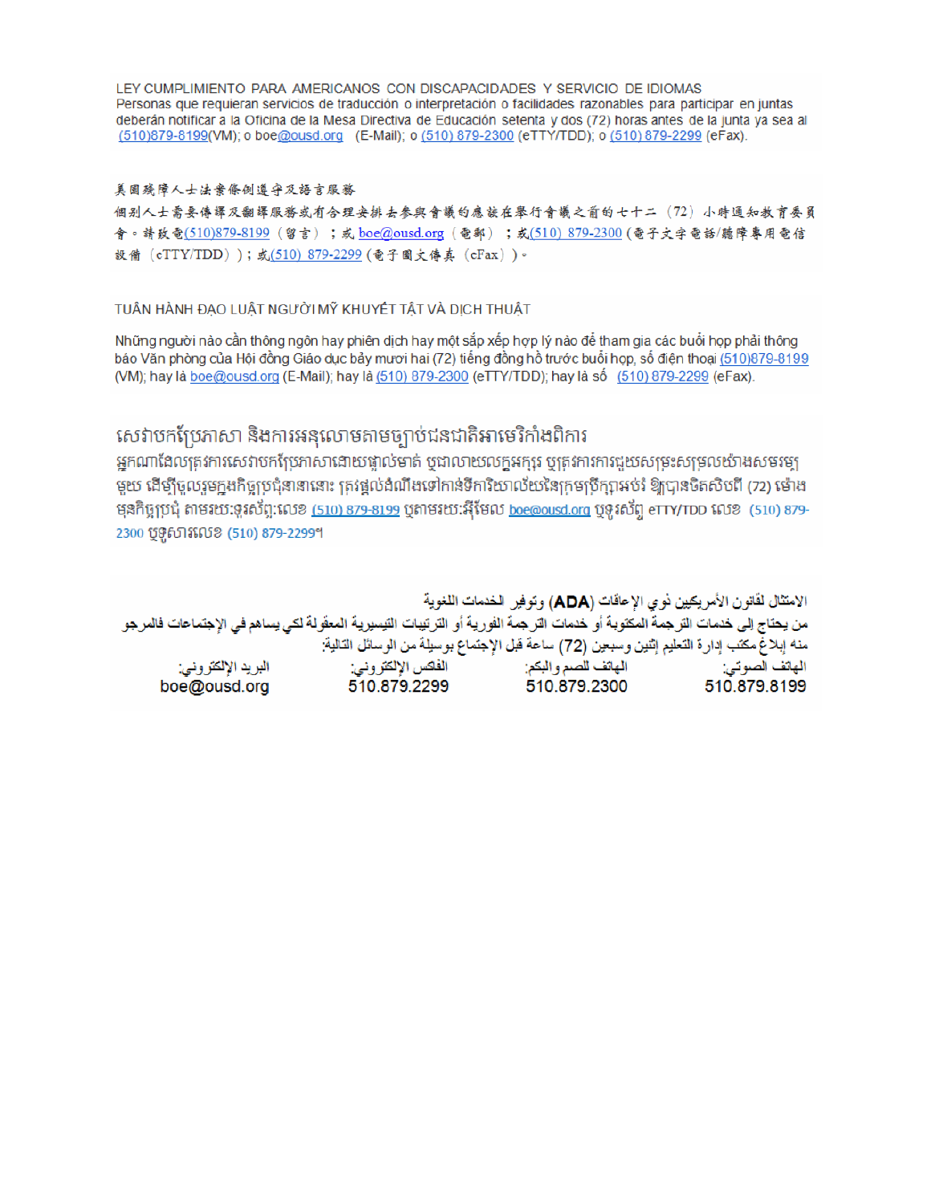LEY CUMPLIMIENTO PARA AMERICANOS CON DISCAPACIDADES Y SERVICIO DE IDIOMAS
Personas que requieran servicios de traducción o interpretación o facilidades razonables para participar en juntas deberán notificar a la Oficina de la Mesa Directiva de Educación setenta y dos (72) horas antes de la junta ya sea al (510)879-8199(VM); o boe@ousd.org (E-Mail); o (510) 879-2300 (eTTY/TDD); o (510) 879-2299 (eFax).

美國殘障人士法案條例遵守及語言服務
個別人士需要傳譯及翻譯服務或有合理安排去參與會議的應該在舉行會議之前的七十二（72）小時通知教育委員會。請致電(510)879-8199（留言）；或 boe@ousd.org（電郵）；或(510) 879-2300 (電子文字電話/聽障專用電信設備（eTTY/TDD））；或(510) 879-2299 (電子圖文傳真（eFax）)。

TUÂN HÀNH ĐẠO LUẬT NGƯỜI MỸ KHUYẾT TẬT VÀ DỊCH THUẬT

Những người nào cần thông ngôn hay phiên dịch hay một sắp xếp hợp lý nào để tham gia các buổi họp phải thông báo Văn phòng của Hội đồng Giáo dục bảy mươi hai (72) tiếng đồng hồ trước buổi họp, số điện thoại (510)879-8199 (VM); hay là boe@ousd.org (E-Mail); hay là (510) 879-2300 (eTTY/TDD); hay là số (510) 879-2299 (eFax).

សេវាបកប្រែភាសា និងការអនុលោមតាមច្បាប់ជនជាតិអាមេរិកាំងពិការ
អ្នកណាដែលត្រូវការសេវាបកប្រែភាសាដោយផ្ទាល់មាត់ ឬជាលាយលក្ខអក្សរ ឬត្រូវការការជួយសម្រួលយ៉ាងសមរម្យមួយ ដើម្បីចូលរួមក្នុងកិច្ចប្រជុំនានានោះ ត្រូវផ្តល់ដំណឹងទៅកាន់ទីការិយាល័យនៃក្រុមប្រឹក្សាអប់រំ ឱ្យបានចិតសិបពីរ (72) ម៉ោង មុនកិច្ចប្រជុំ តាមរយៈទូរស័ព្ទ:លេខ (510) 879-8199 ឬតាមរយៈអ៊ីមែល boe@ousd.org ឬទូរស័ព្ទ eTTY/TDD លេខ (510) 879-2300 ឬទូសារលេខ (510) 879-2299។

الامتثال لقانون الأمريكيين ذوي الإعاقات (ADA) وتوفير الخدمات اللغوية
من يحتاج إلى خدمات الترجمة المكتوبة أو خدمات الترجمة الفورية أو الترتيبات التيسيرية المعقولة لكي يساهم في الإجتماعات فالمرجو منه إبلاغ مكتب إدارة التعليم إثنين وسبعين (72) ساعة قبل الإجتماع بوسيلة من الوسائل التالية:

| الهاتف الصوتي: | الهاتف للصم والبكم: | الفاكس الإلكتروني: | البريد الإلكتروني: |
|---|---|---|---|
| 510.879.8199 | 510.879.2300 | 510.879.2299 | boe@ousd.org |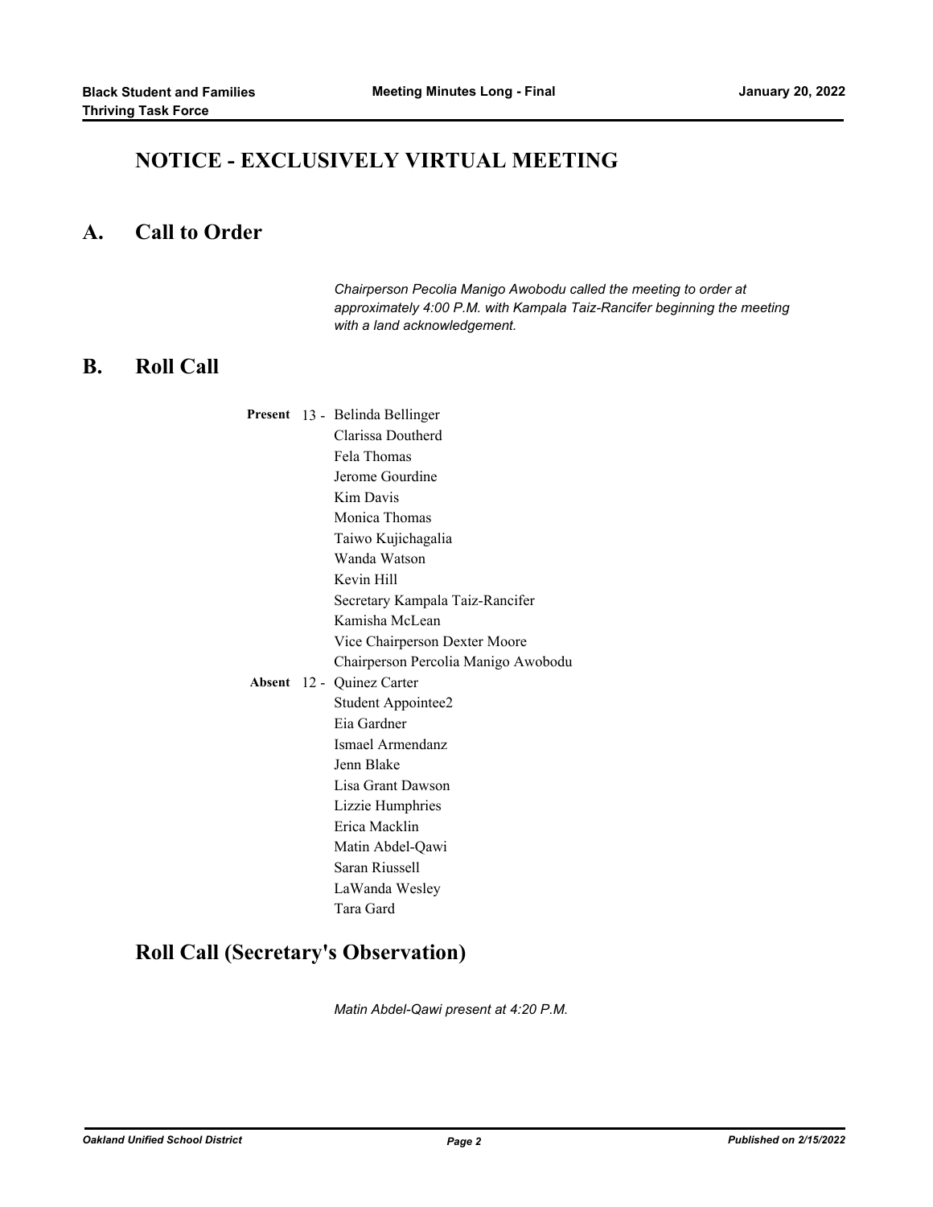# NOTICE - EXCLUSIVELY VIRTUAL MEETING

## A. Call to Order

*Chairperson Pecolia Manigo Awobodu called the meeting to order at approximately 4:00 P.M. with Kampala Taiz-Rancifer beginning the meeting with a land acknowledgement.*

## B. Roll Call

**Present** 13 - Belinda Bellinger
Clarissa Doutherd
Fela Thomas
Jerome Gourdine
Kim Davis
Monica Thomas
Taiwo Kujichagalia
Wanda Watson
Kevin Hill
Secretary Kampala Taiz-Rancifer
Kamisha McLean
Vice Chairperson Dexter Moore
Chairperson Percolia Manigo Awobodu

**Absent** 12 - Quinez Carter
Student Appointee2
Eia Gardner
Ismael Armendanz
Jenn Blake
Lisa Grant Dawson
Lizzie Humphries
Erica Macklin
Matin Abdel-Qawi
Saran Riussell
LaWanda Wesley
Tara Gard

## Roll Call (Secretary's Observation)

*Matin Abdel-Qawi present at 4:20 P.M.*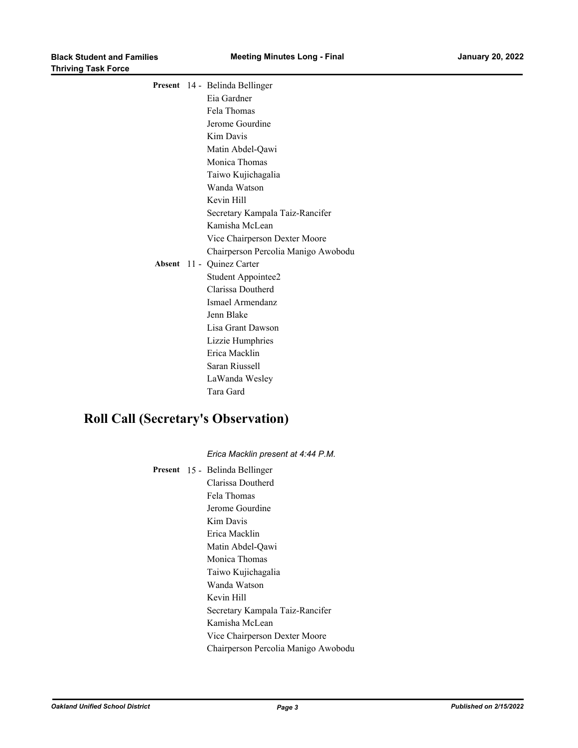**Present** 14 - Belinda Bellinger
Eia Gardner
Fela Thomas
Jerome Gourdine
Kim Davis
Matin Abdel-Qawi
Monica Thomas
Taiwo Kujichagalia
Wanda Watson
Kevin Hill
Secretary Kampala Taiz-Rancifer
Kamisha McLean
Vice Chairperson Dexter Moore
Chairperson Percolia Manigo Awobodu

**Absent** 11 - Quinez Carter
Student Appointee2
Clarissa Doutherd
Ismael Armendanz
Jenn Blake
Lisa Grant Dawson
Lizzie Humphries
Erica Macklin
Saran Riussell
LaWanda Wesley
Tara Gard

# Roll Call (Secretary's Observation)

*Erica Macklin present at 4:44 P.M.*

**Present** 15 - Belinda Bellinger
Clarissa Doutherd
Fela Thomas
Jerome Gourdine
Kim Davis
Erica Macklin
Matin Abdel-Qawi
Monica Thomas
Taiwo Kujichagalia
Wanda Watson
Kevin Hill
Secretary Kampala Taiz-Rancifer
Kamisha McLean
Vice Chairperson Dexter Moore
Chairperson Percolia Manigo Awobodu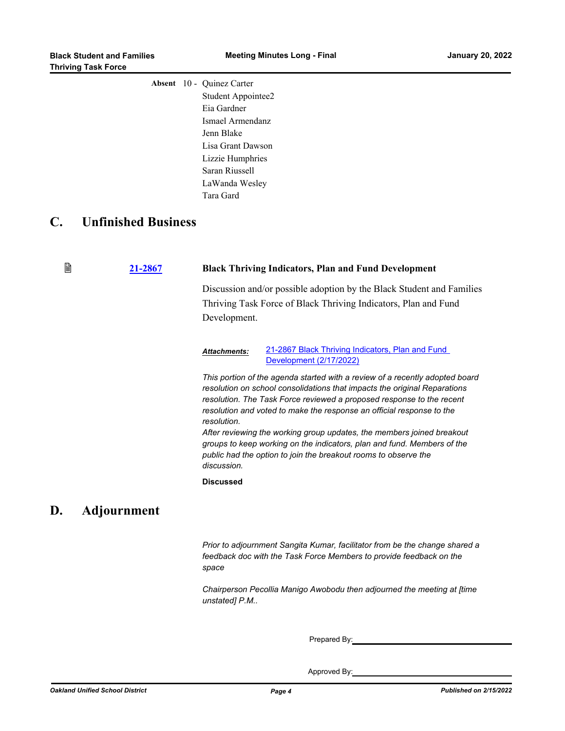**Absent** 10 - Quinez Carter
Student Appointee2
Eia Gardner
Ismael Armendanz
Jenn Blake
Lisa Grant Dawson
Lizzie Humphries
Saran Riussell
LaWanda Wesley
Tara Gard

## C. Unfinished Business

**21-2867** **Black Thriving Indicators, Plan and Fund Development**

Discussion and/or possible adoption by the Black Student and Families Thriving Task Force of Black Thriving Indicators, Plan and Fund Development.

***Attachments:*** 21-2867 Black Thriving Indicators, Plan and Fund Development (2/17/2022)

*This portion of the agenda started with a review of a recently adopted board resolution on school consolidations that impacts the original Reparations resolution. The Task Force reviewed a proposed response to the recent resolution and voted to make the response an official response to the resolution.*
*After reviewing the working group updates, the members joined breakout groups to keep working on the indicators, plan and fund. Members of the public had the option to join the breakout rooms to observe the discussion.*

**Discussed**

## D. Adjournment

*Prior to adjournment Sangita Kumar, facilitator from be the change shared a feedback doc with the Task Force Members to provide feedback on the space*

*Chairperson Pecollia Manigo Awobodu then adjourned the meeting at [time unstated] P.M..*

Prepared By: ______________________

Approved By: ______________________